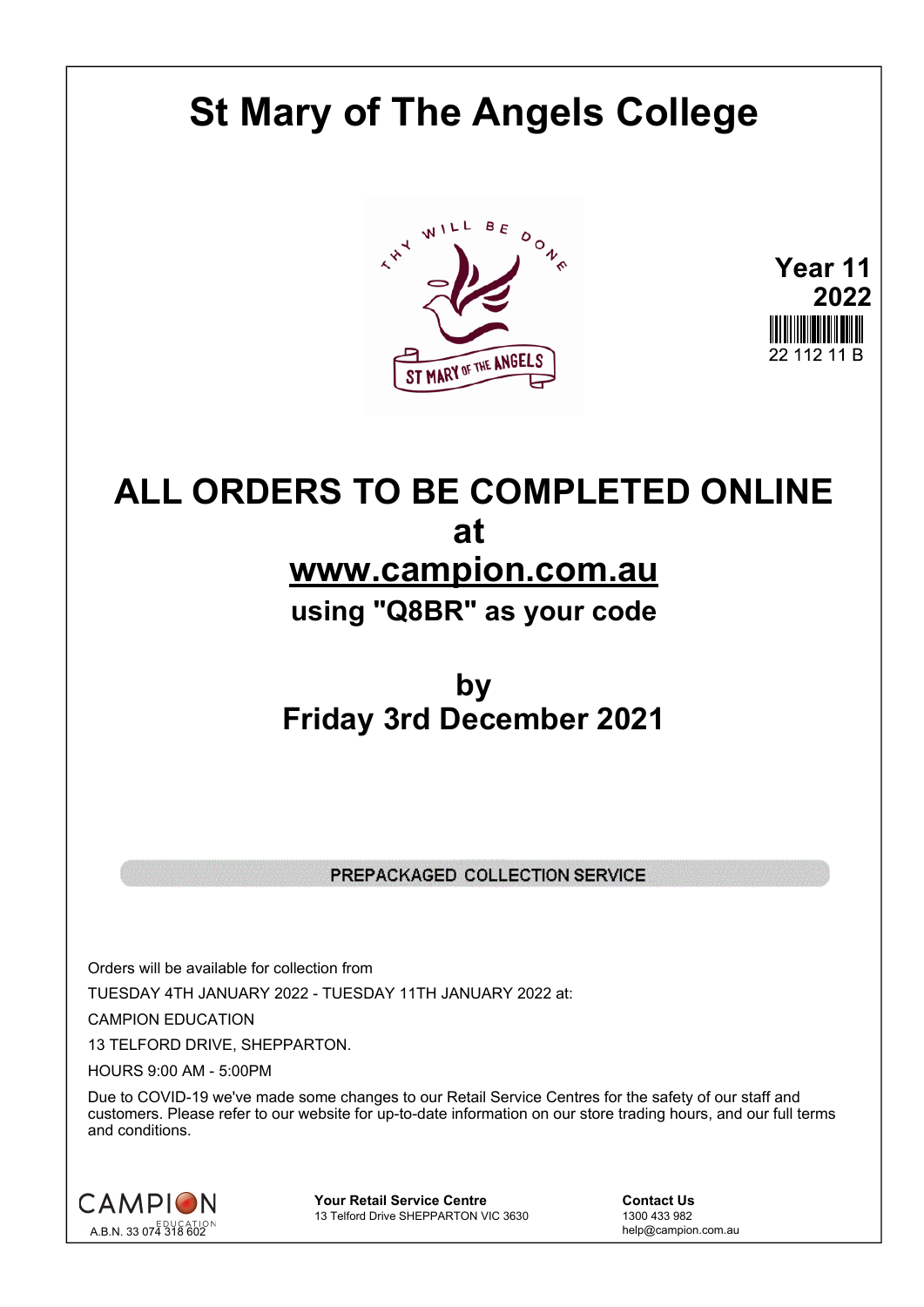# St Mary of The Angels College

**Year 11**
**2022**

22 112 11 B

## ALL ORDERS TO BE COMPLETED ONLINE at www.campion.com.au

### using "Q8BR" as your code

## by Friday 3rd December 2021

PREPACKAGED COLLECTION SERVICE

Orders will be available for collection from

TUESDAY 4TH JANUARY 2022 - TUESDAY 11TH JANUARY 2022 at:

CAMPION EDUCATION

13 TELFORD DRIVE, SHEPPARTON.

HOURS 9:00 AM - 5:00PM

Due to COVID-19 we've made some changes to our Retail Service Centres for the safety of our staff and customers. Please refer to our website for up-to-date information on our store trading hours, and our full terms and conditions.

CAMPION EDUCATION
A.B.N. 33 074 318 602

**Your Retail Service Centre**
13 Telford Drive SHEPPARTON VIC 3630

**Contact Us**
1300 433 982
help@campion.com.au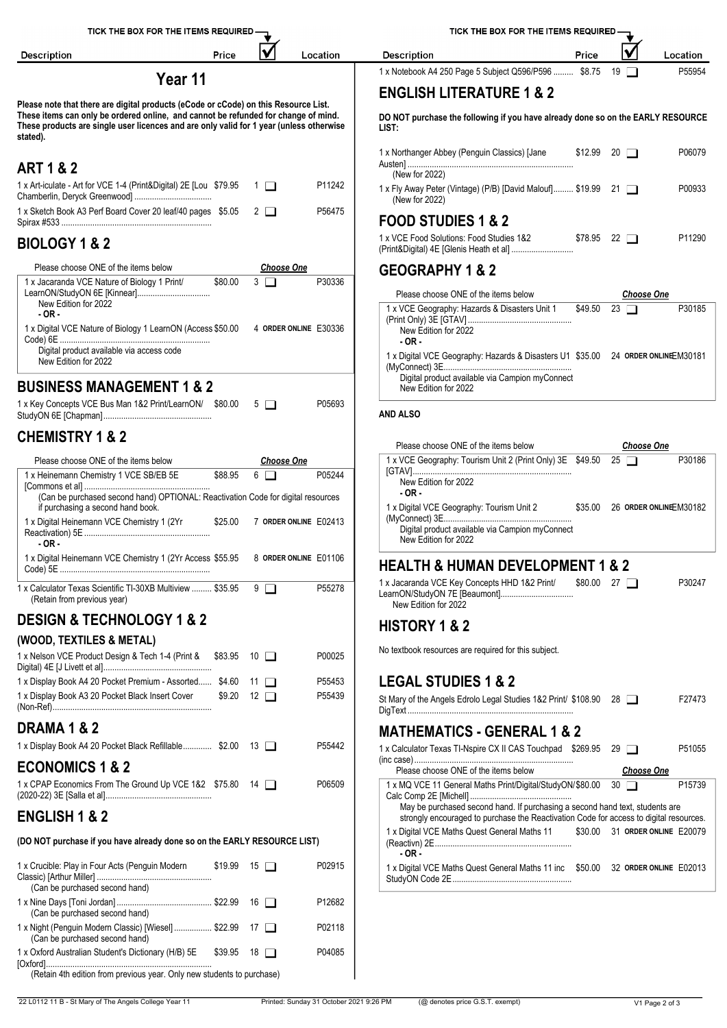| Description | Price | ☑ | Location |
|---|---|---|---|

# Year 11

**Please note that there are digital products (eCode or cCode) on this Resource List. These items can only be ordered online, and cannot be refunded for change of mind. These products are single user licences and are only valid for 1 year (unless otherwise stated).**

## ART 1 & 2

| Description | Price | ☑ | Location |
|---|---|---|---|
| 1 x Art-iculate - Art for VCE 1-4 (Print&Digital) 2E [Lou Chamberlin, Deryck Greenwood] | $79.95 | 1 ❑ | P11242 |
| 1 x Sketch Book A3 Perf Board Cover 20 leaf/40 pages Spirax #533 | $5.05 | 2 ❑ | P56475 |

## BIOLOGY 1 & 2

Please choose ONE of the items below — *Choose One*

| Description | Price | ☑ | Location |
|---|---|---|---|
| 1 x Jacaranda VCE Nature of Biology 1 Print/ LearnON/StudyON 6E [Kinnear] New Edition for 2022 - OR - | $80.00 | 3 ❑ | P30336 |
| 1 x Digital VCE Nature of Biology 1 LearnON (Access Code) 6E Digital product available via access code New Edition for 2022 | $50.00 | 4 ORDER ONLINE | E30336 |

## BUSINESS MANAGEMENT 1 & 2

| Description | Price | ☑ | Location |
|---|---|---|---|
| 1 x Key Concepts VCE Bus Man 1&2 Print/LearnON/ StudyON 6E [Chapman] | $80.00 | 5 ❑ | P05693 |

## CHEMISTRY 1 & 2

Please choose ONE of the items below — *Choose One*

| Description | Price | ☑ | Location |
|---|---|---|---|
| 1 x Heinemann Chemistry 1 VCE SB/EB 5E [Commons et al] (Can be purchased second hand) OPTIONAL: Reactivation Code for digital resources if purchasing a second hand book. | $88.95 | 6 ❑ | P05244 |
| 1 x Digital Heinemann VCE Chemistry 1 (2Yr Reactivation) 5E - OR - | $25.00 | 7 ORDER ONLINE | E02413 |
| 1 x Digital Heinemann VCE Chemistry 1 (2Yr Access Code) 5E | $55.95 | 8 ORDER ONLINE | E01106 |
| 1 x Calculator Texas Scientific TI-30XB Multiview (Retain from previous year) | $35.95 | 9 ❑ | P55278 |

## DESIGN & TECHNOLOGY 1 & 2

### (WOOD, TEXTILES & METAL)

| Description | Price | ☑ | Location |
|---|---|---|---|
| 1 x Nelson VCE Product Design & Tech 1-4 (Print & Digital) 4E [J Livett et al] | $83.95 | 10 ❑ | P00025 |
| 1 x Display Book A4 20 Pocket Premium - Assorted | $4.60 | 11 ❑ | P55453 |
| 1 x Display Book A3 20 Pocket Black Insert Cover (Non-Ref) | $9.20 | 12 ❑ | P55439 |

## DRAMA 1 & 2

| Description | Price | ☑ | Location |
|---|---|---|---|
| 1 x Display Book A4 20 Pocket Black Refillable | $2.00 | 13 ❑ | P55442 |

## ECONOMICS 1 & 2

| Description | Price | ☑ | Location |
|---|---|---|---|
| 1 x CPAP Economics From The Ground Up VCE 1&2 (2020-22) 3E [Salla et al] | $75.80 | 14 ❑ | P06509 |

## ENGLISH 1 & 2

**(DO NOT purchase if you have already done so on the EARLY RESOURCE LIST)**

| Description | Price | ☑ | Location |
|---|---|---|---|
| 1 x Crucible: Play in Four Acts (Penguin Modern Classic) [Arthur Miller] (Can be purchased second hand) | $19.99 | 15 ❑ | P02915 |
| 1 x Nine Days [Toni Jordan] (Can be purchased second hand) | $22.99 | 16 ❑ | P12682 |
| 1 x Night (Penguin Modern Classic) [Wiesel] (Can be purchased second hand) | $22.99 | 17 ❑ | P02118 |
| 1 x Oxford Australian Student's Dictionary (H/B) 5E [Oxford] (Retain 4th edition from previous year. Only new students to purchase) | $39.95 | 18 ❑ | P04085 |
| 1 x Notebook A4 250 Page 5 Subject Q596/P596 | $8.75 | 19 ❑ | P55954 |

## ENGLISH LITERATURE 1 & 2

**DO NOT purchase the following if you have already done so on the EARLY RESOURCE LIST:**

| Description | Price | ☑ | Location |
|---|---|---|---|
| 1 x Northanger Abbey (Penguin Classics) [Jane Austen] (New for 2022) | $12.99 | 20 ❑ | P06079 |
| 1 x Fly Away Peter (Vintage) (P/B) [David Malouf] (New for 2022) | $19.99 | 21 ❑ | P00933 |

## FOOD STUDIES 1 & 2

| Description | Price | ☑ | Location |
|---|---|---|---|
| 1 x VCE Food Solutions: Food Studies 1&2 (Print&Digital) 4E [Glenis Heath et al] | $78.95 | 22 ❑ | P11290 |

## GEOGRAPHY 1 & 2

Please choose ONE of the items below — *Choose One*

| Description | Price | ☑ | Location |
|---|---|---|---|
| 1 x VCE Geography: Hazards & Disasters Unit 1 (Print Only) 3E [GTAV] New Edition for 2022 - OR - | $49.50 | 23 ❑ | P30185 |
| 1 x Digital VCE Geography: Hazards & Disasters U1 (MyConnect) 3E Digital product available via Campion myConnect New Edition for 2022 | $35.00 | 24 ORDER ONLINE | EM30181 |

**AND ALSO**

Please choose ONE of the items below — *Choose One*

| Description | Price | ☑ | Location |
|---|---|---|---|
| 1 x VCE Geography: Tourism Unit 2 (Print Only) 3E [GTAV] New Edition for 2022 - OR - | $49.50 | 25 ❑ | P30186 |
| 1 x Digital VCE Geography: Tourism Unit 2 (MyConnect) 3E Digital product available via Campion myConnect New Edition for 2022 | $35.00 | 26 ORDER ONLINE | EM30182 |

## HEALTH & HUMAN DEVELOPMENT 1 & 2

| Description | Price | ☑ | Location |
|---|---|---|---|
| 1 x Jacaranda VCE Key Concepts HHD 1&2 Print/ LearnON/StudyON 7E [Beaumont] New Edition for 2022 | $80.00 | 27 ❑ | P30247 |

## HISTORY 1 & 2

No textbook resources are required for this subject.

## LEGAL STUDIES 1 & 2

| Description | Price | ☑ | Location |
|---|---|---|---|
| St Mary of the Angels Edrolo Legal Studies 1&2 Print/ DigText | $108.90 | 28 ❑ | F27473 |

## MATHEMATICS - GENERAL 1 & 2

| Description | Price | ☑ | Location |
|---|---|---|---|
| 1 x Calculator Texas TI-Nspire CX II CAS Touchpad (inc case) | $269.95 | 29 ❑ | P51055 |

Please choose ONE of the items below — *Choose One*

| Description | Price | ☑ | Location |
|---|---|---|---|
| 1 x MQ VCE 11 General Maths Print/Digital/StudyON/ Calc Comp 2E [Michell] May be purchased second hand. If purchasing a second hand text, students are strongly encouraged to purchase the Reactivation Code for access to digital resources. | $80.00 | 30 ❑ | P15739 |
| 1 x Digital VCE Maths Quest General Maths 11 (Reactivn) 2E - OR - | $30.00 | 31 ORDER ONLINE | E20079 |
| 1 x Digital VCE Maths Quest General Maths 11 inc StudyON Code 2E | $50.00 | 32 ORDER ONLINE | E02013 |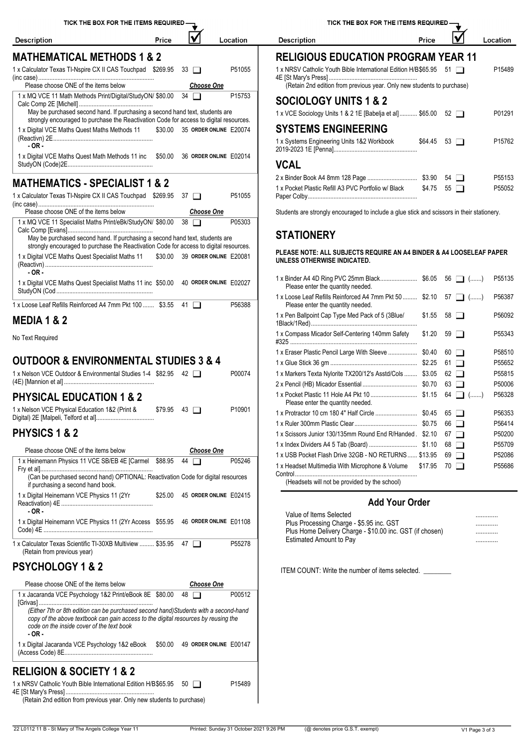## MATHEMATICAL METHODS 1 & 2

| Description | Price | | Location |
|---|---|---|---|
| 1 x Calculator Texas TI-Nspire CX II CAS Touchpad (inc case) | $269.95 | 33 ☐ | P51055 |
| Please choose ONE of the items below | | *Choose One* | |
| 1 x MQ VCE 11 Math Methods Print/Digital/StudyON/ Calc Comp 2E [Michell] | $80.00 | 34 ☐ | P15753 |
| May be purchased second hand. If purchasing a second hand text, students are strongly encouraged to purchase the Reactivation Code for access to digital resources. | | | |
| 1 x Digital VCE Maths Quest Maths Methods 11 (Reactivn) 2E | $30.00 | 35 ORDER ONLINE | E20074 |
| - OR - | | | |
| 1 x Digital VCE Maths Quest Math Methods 11 inc StudyON (Code)2E | $50.00 | 36 ORDER ONLINE | E02014 |

## MATHEMATICS - SPECIALIST 1 & 2

| Description | Price | | Location |
|---|---|---|---|
| 1 x Calculator Texas TI-Nspire CX II CAS Touchpad (inc case) | $269.95 | 37 ☐ | P51055 |
| Please choose ONE of the items below | | *Choose One* | |
| 1 x MQ VCE 11 Specialist Maths Print/eBk/StudyON/ Calc Comp [Evans] | $80.00 | 38 ☐ | P05303 |
| May be purchased second hand. If purchasing a second hand text, students are strongly encouraged to purchase the Reactivation Code for access to digital resources. | | | |
| 1 x Digital VCE Maths Quest Specialist Maths 11 (Reactivn) | $30.00 | 39 ORDER ONLINE | E20081 |
| - OR - | | | |
| 1 x Digital VCE Maths Quest Specialist Maths 11 inc StudyON (Cod | $50.00 | 40 ORDER ONLINE | E02027 |
| 1 x Loose Leaf Refills Reinforced A4 7mm Pkt 100 | $3.55 | 41 ☐ | P56388 |

## MEDIA 1 & 2

No Text Required

## OUTDOOR & ENVIRONMENTAL STUDIES 3 & 4

| Description | Price | | Location |
|---|---|---|---|
| 1 x Nelson VCE Outdoor & Environmental Studies 1-4 (4E) [Mannion et al] | $82.95 | 42 ☐ | P00074 |

## PHYSICAL EDUCATION 1 & 2

| Description | Price | | Location |
|---|---|---|---|
| 1 x Nelson VCE Physical Education 1&2 (Print & Digital) 2E [Malpeli, Telford et al] | $79.95 | 43 ☐ | P10901 |

## PHYSICS 1 & 2

| Description | Price | | Location |
|---|---|---|---|
| Please choose ONE of the items below | | *Choose One* | |
| 1 x Heinemann Physics 11 VCE SB/EB 4E [Carmel Fry et al] | $88.95 | 44 ☐ | P05246 |
| (Can be purchased second hand) OPTIONAL: Reactivation Code for digital resources if purchasing a second hand book. | | | |
| 1 x Digital Heinemann VCE Physics 11 (2Yr Reactivation) 4E | $25.00 | 45 ORDER ONLINE | E02415 |
| - OR - | | | |
| 1 x Digital Heinemann VCE Physics 11 (2Yr Access Code) 4E | $55.95 | 46 ORDER ONLINE | E01108 |
| 1 x Calculator Texas Scientific TI-30XB Multiview (Retain from previous year) | $35.95 | 47 ☐ | P55278 |

## PSYCHOLOGY 1 & 2

| Description | Price | | Location |
|---|---|---|---|
| Please choose ONE of the items below | | *Choose One* | |
| 1 x Jacaranda VCE Psychology 1&2 Print/eBook 8E [Grivas] | $80.00 | 48 ☐ | P00512 |
| *(Either 7th or 8th edition can be purchased second hand)Students with a second-hand copy of the above textbook can gain access to the digital resources by reusing the code on the inside cover of the text book* | | | |
| - OR - | | | |
| 1 x Digital Jacaranda VCE Psychology 1&2 eBook (Access Code) 8E | $50.00 | 49 ORDER ONLINE | E00147 |

## RELIGION & SOCIETY 1 & 2

| Description | Price | | Location |
|---|---|---|---|
| 1 x NRSV Catholic Youth Bible International Edition H/B 4E [St Mary's Press] | $65.95 | 50 ☐ | P15489 |
| (Retain 2nd edition from previous year. Only new students to purchase) | | | |

## RELIGIOUS EDUCATION PROGRAM YEAR 11

| Description | Price | | Location |
|---|---|---|---|
| 1 x NRSV Catholic Youth Bible International Edition H/B 4E [St Mary's Press] | $65.95 | 51 ☐ | P15489 |
| (Retain 2nd edition from previous year. Only new students to purchase) | | | |

## SOCIOLOGY UNITS 1 & 2

| Description | Price | | Location |
|---|---|---|---|
| 1 x VCE Sociology Units 1 & 2 1E [Babelja et al] | $65.00 | 52 ☐ | P01291 |

## SYSTEMS ENGINEERING

| Description | Price | | Location |
|---|---|---|---|
| 1 x Systems Engineering Units 1&2 Workbook 2019-2023 1E [Penna] | $64.45 | 53 ☐ | P15762 |

## VCAL

| Description | Price | | Location |
|---|---|---|---|
| 2 x Binder Book A4 8mm 128 Page | $3.90 | 54 ☐ | P55153 |
| 1 x Pocket Plastic Refill A3 PVC Portfolio w/ Black Paper Colby | $4.75 | 55 ☐ | P55052 |

Students are strongly encouraged to include a glue stick and scissors in their stationery.

## STATIONERY

**PLEASE NOTE: ALL SUBJECTS REQUIRE AN A4 BINDER & A4 LOOSELEAF PAPER UNLESS OTHERWISE INDICATED.**

| Description | Price | | Location |
|---|---|---|---|
| 1 x Binder A4 4D Ring PVC 25mm Black (Please enter the quantity needed.) | $6.05 | 56 ☐ (.......) | P55135 |
| 1 x Loose Leaf Refills Reinforced A4 7mm Pkt 50 (Please enter the quantity needed.) | $2.10 | 57 ☐ (.......) | P56387 |
| 1 x Pen Ballpoint Cap Type Med Pack of 5 (3Blue/ 1Black/1Red) | $1.55 | 58 ☐ | P56092 |
| 1 x Compass Micador Self-Centering 140mm Safety #325 | $1.20 | 59 ☐ | P55343 |
| 1 x Eraser Plastic Pencil Large With Sleeve | $0.40 | 60 ☐ | P58510 |
| 1 x Glue Stick 36 gm | $2.25 | 61 ☐ | P55652 |
| 1 x Markers Texta Nylorite TX200/12's Asstd/Cols | $3.05 | 62 ☐ | P55815 |
| 2 x Pencil (HB) Micador Essential | $0.70 | 63 ☐ | P50006 |
| 1 x Pocket Plastic 11 Hole A4 Pkt 10 (Please enter the quantity needed.) | $1.15 | 64 ☐ (.......) | P56328 |
| 1 x Protractor 10 cm 180 4" Half Circle | $0.45 | 65 ☐ | P56353 |
| 1 x Ruler 300mm Plastic Clear | $0.75 | 66 ☐ | P56414 |
| 1 x Scissors Junior 130/135mm Round End R/Handed | $2.10 | 67 ☐ | P50200 |
| 1 x Index Dividers A4 5 Tab (Board) | $1.10 | 68 ☐ | P55709 |
| 1 x USB Pocket Flash Drive 32GB - NO RETURNS | $13.95 | 69 ☐ | P52086 |
| 1 x Headset Multimedia With Microphone & Volume Control | $17.95 | 70 ☐ | P55686 |
| (Headsets will not be provided by the school) | | | |

### Add Your Order

| | |
|---|---|
| Value of Items Selected | ............ |
| Plus Processing Charge - $5.95 inc. GST | ............ |
| Plus Home Delivery Charge - $10.00 inc. GST (if chosen) | ............ |
| Estimated Amount to Pay | ............ |

ITEM COUNT: Write the number of items selected. ________

22 L0112 11 B - St Mary of The Angels College Year 11 — Printed: Sunday 31 October 2021 9:26 PM — (@ denotes price G.S.T. exempt)